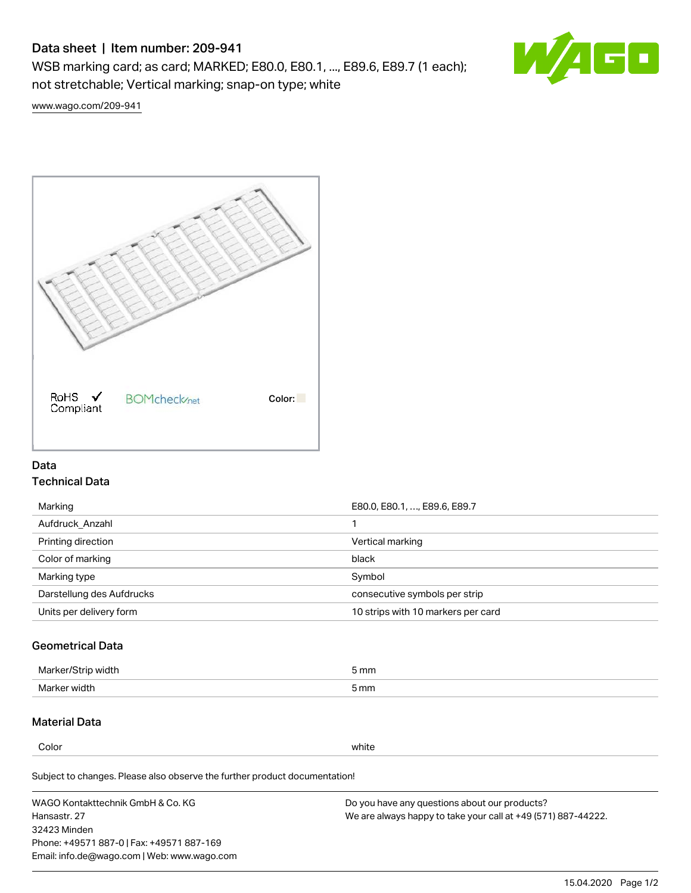# Data sheet | Item number: 209-941

WSB marking card; as card; MARKED; E80.0, E80.1, ..., E89.6, E89.7 (1 each); not stretchable; Vertical marking; snap-on type; white

www.wago.com/209-941

RoHS Compliant ✓ BOMcheck.net Color:

## Data

### Technical Data

| | |
|---|---|
| Marking | E80.0, E80.1, ..., E89.6, E89.7 |
| Aufdruck_Anzahl | 1 |
| Printing direction | Vertical marking |
| Color of marking | black |
| Marking type | Symbol |
| Darstellung des Aufdrucks | consecutive symbols per strip |
| Units per delivery form | 10 strips with 10 markers per card |

### Geometrical Data

| | |
|---|---|
| Marker/Strip width | 5 mm |
| Marker width | 5 mm |

### Material Data

| | |
|---|---|
| Color | white |

Subject to changes. Please also observe the further product documentation!

WAGO Kontakttechnik GmbH & Co. KG
Hansastr. 27
32423 Minden
Phone: +49571 887-0 | Fax: +49571 887-169
Email: info.de@wago.com | Web: www.wago.com

Do you have any questions about our products?
We are always happy to take your call at +49 (571) 887-44222.

15.04.2020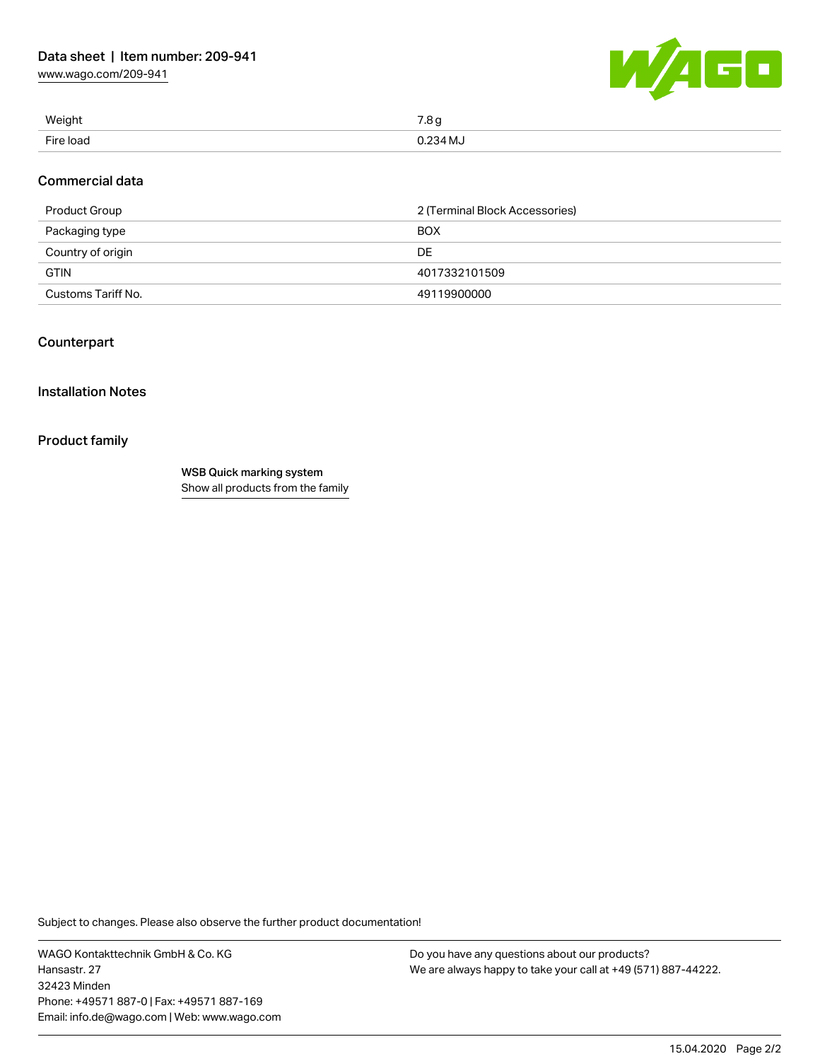| | |
|---|---|
| Weight | 7.8 g |
| Fire load | 0.234 MJ |

## Commercial data

| | |
|---|---|
| Product Group | 2 (Terminal Block Accessories) |
| Packaging type | BOX |
| Country of origin | DE |
| GTIN | 4017332101509 |
| Customs Tariff No. | 49119900000 |

## Counterpart

## Installation Notes

## Product family

**WSB Quick marking system**
Show all products from the family

Subject to changes. Please also observe the further product documentation!

WAGO Kontakttechnik GmbH & Co. KG
Hansastr. 27
32423 Minden
Phone: +49571 887-0 | Fax: +49571 887-169
Email: info.de@wago.com | Web: www.wago.com

Do you have any questions about our products?
We are always happy to take your call at +49 (571) 887-44222.

15.04.2020